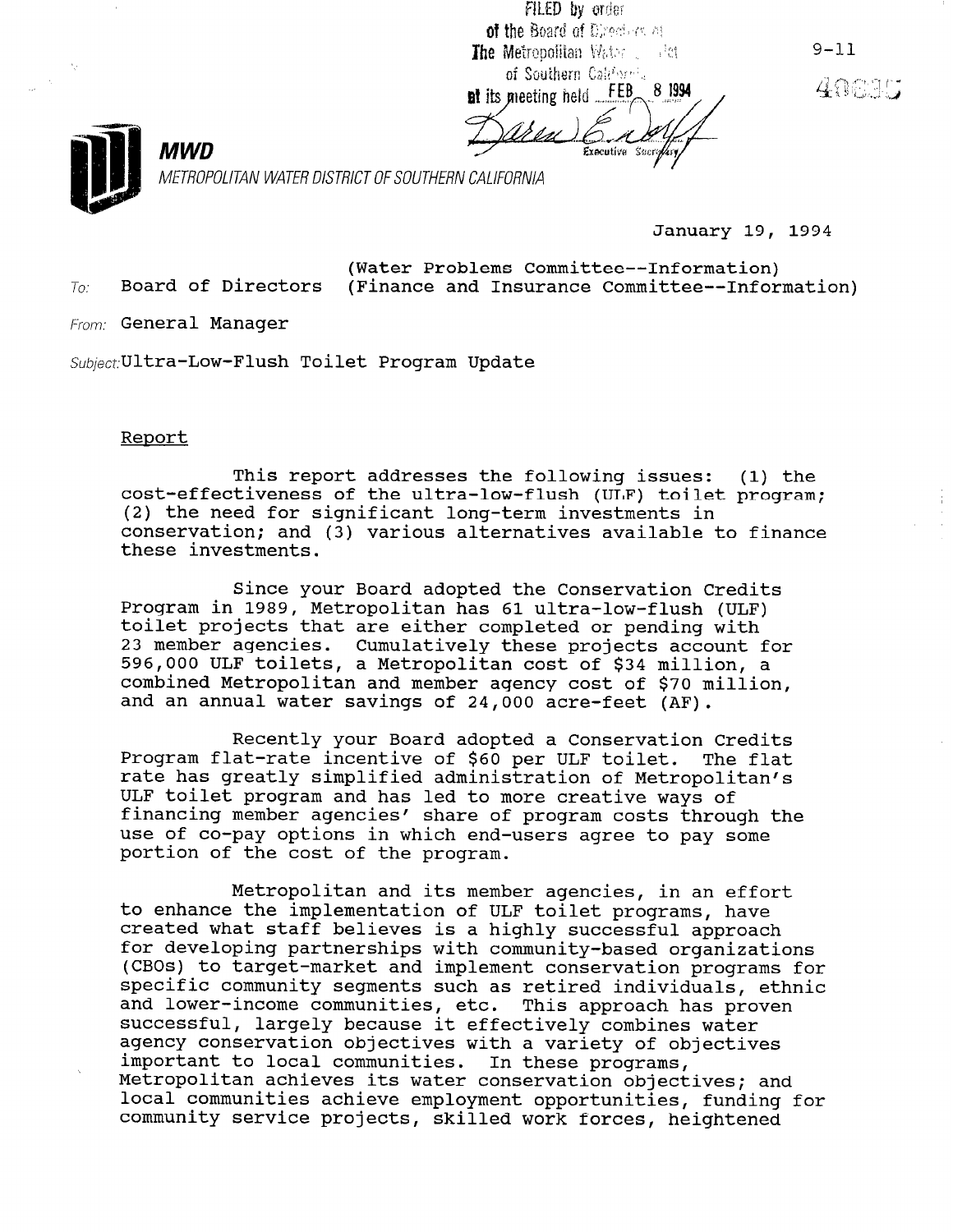FILED by order of the Board of Directors of The Metropolitan Water District of Southern California at its meeting held FEB 8 1994

Executive Secretary

9-11

40895

**MWD**

*METROPOLITAN WATER DISTRICT OF SOUTHERN CALIFORNIA*

January 19, 1994

To: Board of Directors (Water Problems Committee--Information) (Finance and Insurance Committee--Information)

From: General Manager

Subject: Ultra-Low-Flush Toilet Program Update

Report

This report addresses the following issues: (1) the cost-effectiveness of the ultra-low-flush (ULF) toilet program; (2) the need for significant long-term investments in conservation; and (3) various alternatives available to finance these investments.

Since your Board adopted the Conservation Credits Program in 1989, Metropolitan has 61 ultra-low-flush (ULF) toilet projects that are either completed or pending with 23 member agencies. Cumulatively these projects account for 596,000 ULF toilets, a Metropolitan cost of $34 million, a combined Metropolitan and member agency cost of $70 million, and an annual water savings of 24,000 acre-feet (AF).

Recently your Board adopted a Conservation Credits Program flat-rate incentive of $60 per ULF toilet. The flat rate has greatly simplified administration of Metropolitan's ULF toilet program and has led to more creative ways of financing member agencies' share of program costs through the use of co-pay options in which end-users agree to pay some portion of the cost of the program.

Metropolitan and its member agencies, in an effort to enhance the implementation of ULF toilet programs, have created what staff believes is a highly successful approach for developing partnerships with community-based organizations (CBOs) to target-market and implement conservation programs for specific community segments such as retired individuals, ethnic and lower-income communities, etc. This approach has proven successful, largely because it effectively combines water agency conservation objectives with a variety of objectives important to local communities. In these programs, Metropolitan achieves its water conservation objectives; and local communities achieve employment opportunities, funding for community service projects, skilled work forces, heightened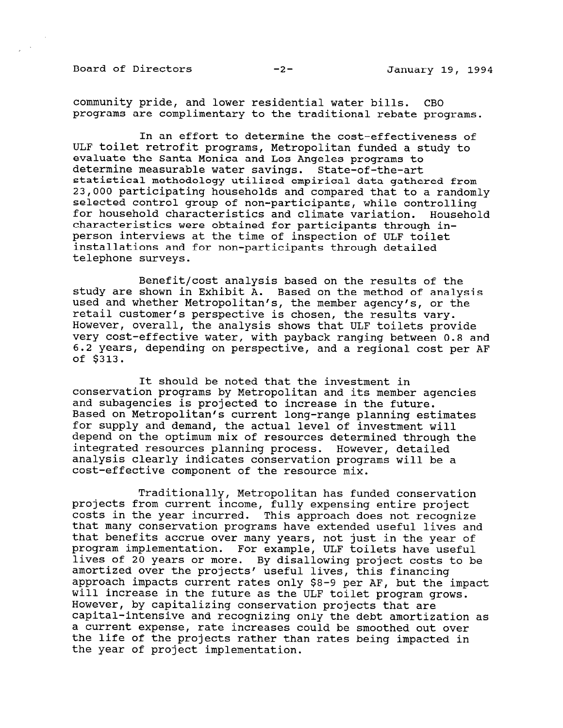community pride, and lower residential water bills. CBO programs are complimentary to the traditional rebate programs.

In an effort to determine the cost-effectiveness of ULF toilet retrofit programs, Metropolitan funded a study to evaluate the Santa Monica and Los Angeles programs to determine measurable water savings. State-of-the-art statistical methodology utilized empirical data gathered from 23,000 participating households and compared that to a randomly selected control group of non-participants, while controlling for household characteristics and climate variation. Household characteristics were obtained for participants through in-person interviews at the time of inspection of ULF toilet installations and for non-participants through detailed telephone surveys.

Benefit/cost analysis based on the results of the study are shown in Exhibit A. Based on the method of analysis used and whether Metropolitan's, the member agency's, or the retail customer's perspective is chosen, the results vary. However, overall, the analysis shows that ULF toilets provide very cost-effective water, with payback ranging between 0.8 and 6.2 years, depending on perspective, and a regional cost per AF of $313.

It should be noted that the investment in conservation programs by Metropolitan and its member agencies and subagencies is projected to increase in the future. Based on Metropolitan's current long-range planning estimates for supply and demand, the actual level of investment will depend on the optimum mix of resources determined through the integrated resources planning process. However, detailed analysis clearly indicates conservation programs will be a cost-effective component of the resource mix.

Traditionally, Metropolitan has funded conservation projects from current income, fully expensing entire project costs in the year incurred. This approach does not recognize that many conservation programs have extended useful lives and that benefits accrue over many years, not just in the year of program implementation. For example, ULF toilets have useful lives of 20 years or more. By disallowing project costs to be amortized over the projects' useful lives, this financing approach impacts current rates only $8-9 per AF, but the impact will increase in the future as the ULF toilet program grows. However, by capitalizing conservation projects that are capital-intensive and recognizing only the debt amortization as a current expense, rate increases could be smoothed out over the life of the projects rather than rates being impacted in the year of project implementation.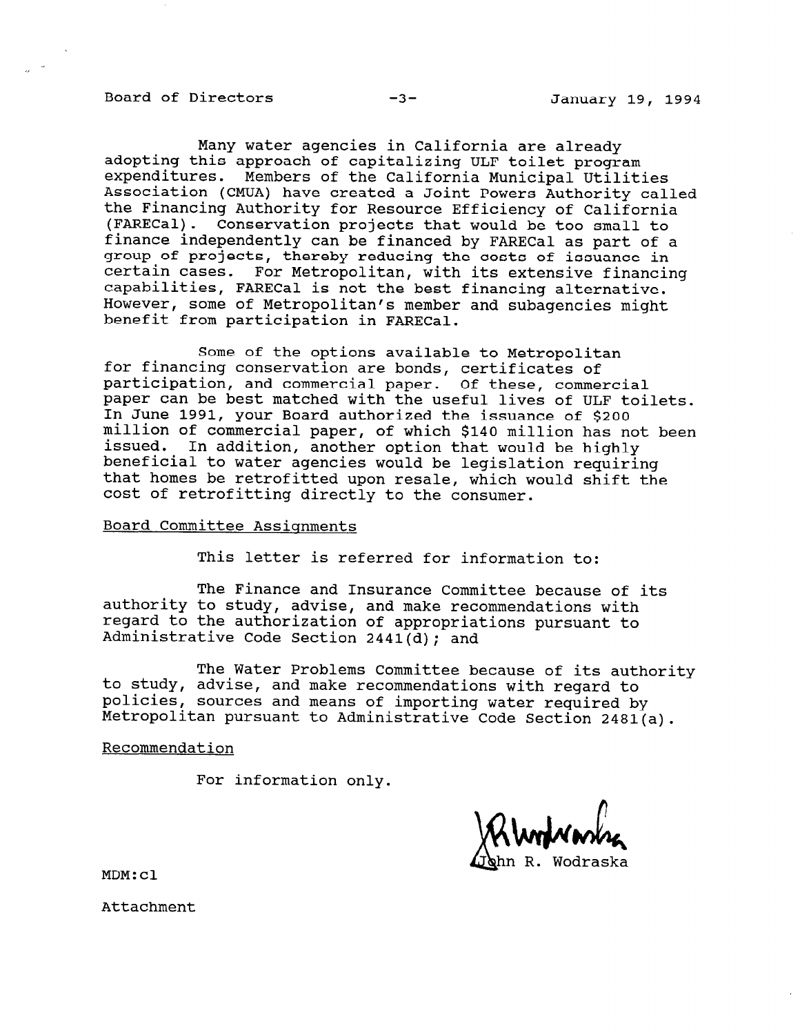Many water agencies in California are already adopting this approach of capitalizing ULF toilet program expenditures. Members of the California Municipal Utilities Association (CMUA) have created a Joint Powers Authority called the Financing Authority for Resource Efficiency of California (FARECal). Conservation projects that would be too small to finance independently can be financed by FARECal as part of a group of projects, thereby reducing the costs of issuance in certain cases. For Metropolitan, with its extensive financing capabilities, FARECal is not the best financing alternative. However, some of Metropolitan's member and subagencies might benefit from participation in FARECal.

Some of the options available to Metropolitan for financing conservation are bonds, certificates of participation, and commercial paper. Of these, commercial paper can be best matched with the useful lives of ULF toilets. In June 1991, your Board authorized the issuance of $200 million of commercial paper, of which $140 million has not been issued. In addition, another option that would be highly beneficial to water agencies would be legislation requiring that homes be retrofitted upon resale, which would shift the cost of retrofitting directly to the consumer.

Board Committee Assignments

This letter is referred for information to:

The Finance and Insurance Committee because of its authority to study, advise, and make recommendations with regard to the authorization of appropriations pursuant to Administrative Code Section 2441(d); and

The Water Problems Committee because of its authority to study, advise, and make recommendations with regard to policies, sources and means of importing water required by Metropolitan pursuant to Administrative Code Section 2481(a).

Recommendation

For information only.

John R. Wodraska

MDM:cl

Attachment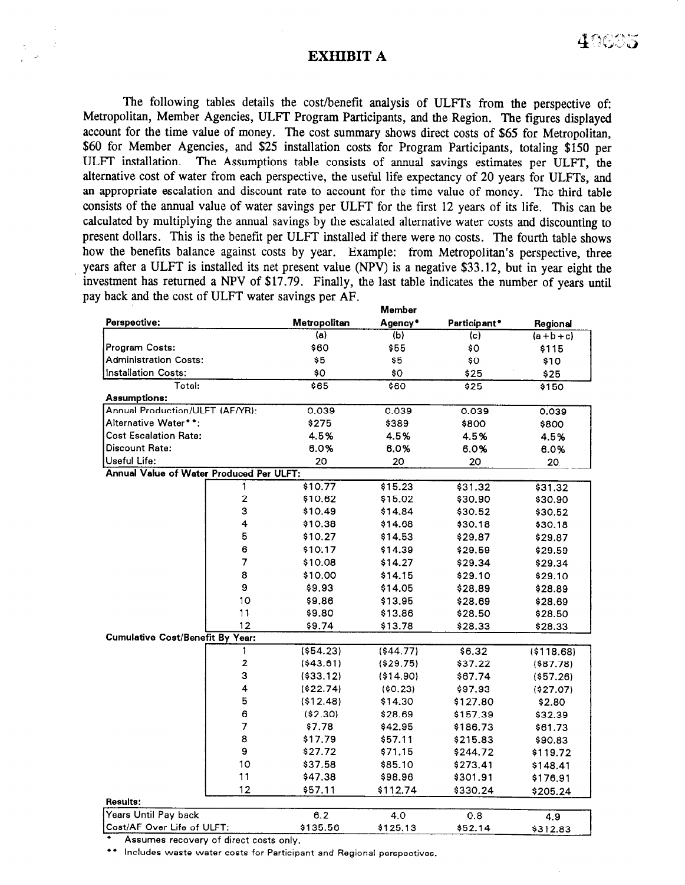# EXHIBIT A

The following tables details the cost/benefit analysis of ULFTs from the perspective of: Metropolitan, Member Agencies, ULFT Program Participants, and the Region. The figures displayed account for the time value of money. The cost summary shows direct costs of $65 for Metropolitan, $60 for Member Agencies, and $25 installation costs for Program Participants, totaling $150 per ULFT installation. The Assumptions table consists of annual savings estimates per ULFT, the alternative cost of water from each perspective, the useful life expectancy of 20 years for ULFTs, and an appropriate escalation and discount rate to account for the time value of money. The third table consists of the annual value of water savings per ULFT for the first 12 years of its life. This can be calculated by multiplying the annual savings by the escalated alternative water costs and discounting to present dollars. This is the benefit per ULFT installed if there were no costs. The fourth table shows how the benefits balance against costs by year. Example: from Metropolitan's perspective, three years after a ULFT is installed its net present value (NPV) is a negative $33.12, but in year eight the investment has returned a NPV of $17.79. Finally, the last table indicates the number of years until pay back and the cost of ULFT water savings per AF.

| Perspective: | Metropolitan | Member Agency* | Participant* | Regional |
|---|---|---|---|---|
| | (a) | (b) | (c) | (a+b+c) |
| Program Costs: | $60 | $55 | $0 | $115 |
| Administration Costs: | $5 | $5 | $0 | $10 |
| Installation Costs: | $0 | $0 | $25 | $25 |
| Total: | $65 | $60 | $25 | $150 |
| **Assumptions:** | | | | |
| Annual Production/ULFT (AF/YR): | 0.039 | 0.039 | 0.039 | 0.039 |
| Alternative Water**: | $275 | $389 | $800 | $800 |
| Cost Escalation Rate: | 4.5% | 4.5% | 4.5% | 4.5% |
| Discount Rate: | 6.0% | 6.0% | 6.0% | 6.0% |
| Useful Life: | 20 | 20 | 20 | 20 |
| **Annual Value of Water Produced Per ULFT:** | | | | |
| 1 | $10.77 | $15.23 | $31.32 | $31.32 |
| 2 | $10.62 | $15.02 | $30.90 | $30.90 |
| 3 | $10.49 | $14.84 | $30.52 | $30.52 |
| 4 | $10.38 | $14.68 | $30.18 | $30.18 |
| 5 | $10.27 | $14.53 | $29.87 | $29.87 |
| 6 | $10.17 | $14.39 | $29.59 | $29.59 |
| 7 | $10.08 | $14.27 | $29.34 | $29.34 |
| 8 | $10.00 | $14.15 | $29.10 | $29.10 |
| 9 | $9.93 | $14.05 | $28.89 | $28.89 |
| 10 | $9.86 | $13.95 | $28.69 | $28.69 |
| 11 | $9.80 | $13.86 | $28.50 | $28.50 |
| 12 | $9.74 | $13.78 | $28.33 | $28.33 |
| **Cumulative Cost/Benefit By Year:** | | | | |
| 1 | ($54.23) | ($44.77) | $6.32 | ($118.68) |
| 2 | ($43.61) | ($29.75) | $37.22 | ($87.78) |
| 3 | ($33.12) | ($14.90) | $67.74 | ($57.26) |
| 4 | ($22.74) | ($0.23) | $97.93 | ($27.07) |
| 5 | ($12.48) | $14.30 | $127.80 | $2.80 |
| 6 | ($2.30) | $28.69 | $157.39 | $32.39 |
| 7 | $7.78 | $42.95 | $186.73 | $61.73 |
| 8 | $17.79 | $57.11 | $215.83 | $90.83 |
| 9 | $27.72 | $71.15 | $244.72 | $119.72 |
| 10 | $37.58 | $85.10 | $273.41 | $148.41 |
| 11 | $47.38 | $98.96 | $301.91 | $176.91 |
| 12 | $57.11 | $112.74 | $330.24 | $205.24 |
| **Results:** | | | | |
| Years Until Pay back | 6.2 | 4.0 | 0.8 | 4.9 |
| Cost/AF Over Life of ULFT: | $135.56 | $125.13 | $52.14 | $312.83 |

\* Assumes recovery of direct costs only.

\*\* Includes waste water costs for Participant and Regional perspectives.